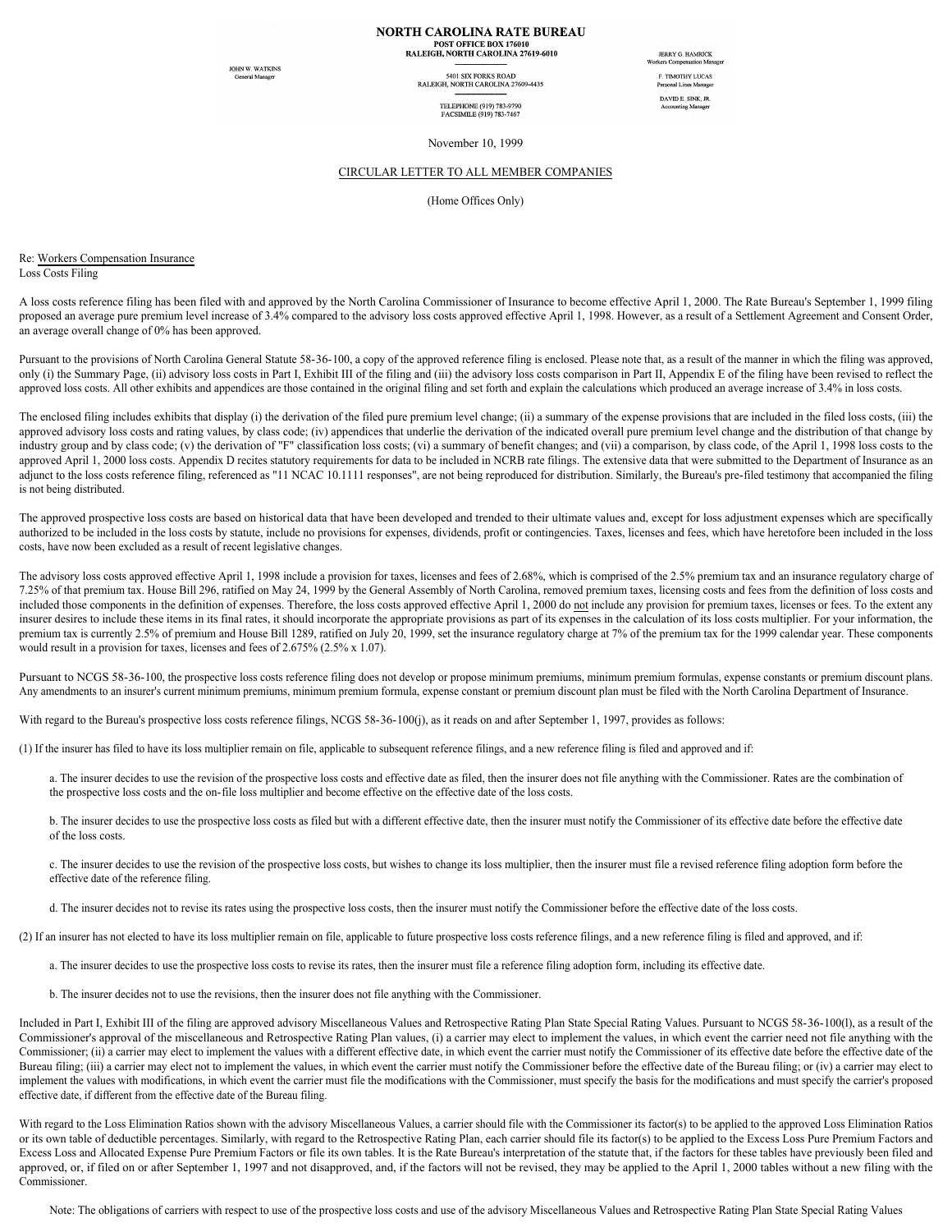# NORTH CAROLINA RATE BUREAU

POST OFFICE BOX 176010
RALEIGH, NORTH CAROLINA 27619-6010

5401 SIX FORKS ROAD
RALEIGH, NORTH CAROLINA 27609-4435

TELEPHONE (919) 783-9790
FACSIMILE (919) 783-7467

JOHN W. WATKINS
General Manager

JERRY G. HAMRICK
Workers Compensation Manager

F. TIMOTHY LUCAS
Personal Lines Manager

DAVID E. SINK, JR.
Accounting Manager

November 10, 1999

CIRCULAR LETTER TO ALL MEMBER COMPANIES

(Home Offices Only)

Re: Workers Compensation Insurance
Loss Costs Filing

A loss costs reference filing has been filed with and approved by the North Carolina Commissioner of Insurance to become effective April 1, 2000. The Rate Bureau's September 1, 1999 filing proposed an average pure premium level increase of 3.4% compared to the advisory loss costs approved effective April 1, 1998. However, as a result of a Settlement Agreement and Consent Order, an average overall change of 0% has been approved.

Pursuant to the provisions of North Carolina General Statute 58-36-100, a copy of the approved reference filing is enclosed. Please note that, as a result of the manner in which the filing was approved, only (i) the Summary Page, (ii) advisory loss costs in Part I, Exhibit III of the filing and (iii) the advisory loss costs comparison in Part II, Appendix E of the filing have been revised to reflect the approved loss costs. All other exhibits and appendices are those contained in the original filing and set forth and explain the calculations which produced an average increase of 3.4% in loss costs.

The enclosed filing includes exhibits that display (i) the derivation of the filed pure premium level change; (ii) a summary of the expense provisions that are included in the filed loss costs, (iii) the approved advisory loss costs and rating values, by class code; (iv) appendices that underlie the derivation of the indicated overall pure premium level change and the distribution of that change by industry group and by class code; (v) the derivation of "F" classification loss costs; (vi) a summary of benefit changes; and (vii) a comparison, by class code, of the April 1, 1998 loss costs to the approved April 1, 2000 loss costs. Appendix D recites statutory requirements for data to be included in NCRB rate filings. The extensive data that were submitted to the Department of Insurance as an adjunct to the loss costs reference filing, referenced as "11 NCAC 10.1111 responses", are not being reproduced for distribution. Similarly, the Bureau's pre-filed testimony that accompanied the filing is not being distributed.

The approved prospective loss costs are based on historical data that have been developed and trended to their ultimate values and, except for loss adjustment expenses which are specifically authorized to be included in the loss costs by statute, include no provisions for expenses, dividends, profit or contingencies. Taxes, licenses and fees, which have heretofore been included in the loss costs, have now been excluded as a result of recent legislative changes.

The advisory loss costs approved effective April 1, 1998 include a provision for taxes, licenses and fees of 2.68%, which is comprised of the 2.5% premium tax and an insurance regulatory charge of 7.25% of that premium tax. House Bill 296, ratified on May 24, 1999 by the General Assembly of North Carolina, removed premium taxes, licensing costs and fees from the definition of loss costs and included those components in the definition of expenses. Therefore, the loss costs approved effective April 1, 2000 do not include any provision for premium taxes, licenses or fees. To the extent any insurer desires to include these items in its final rates, it should incorporate the appropriate provisions as part of its expenses in the calculation of its loss costs multiplier. For your information, the premium tax is currently 2.5% of premium and House Bill 1289, ratified on July 20, 1999, set the insurance regulatory charge at 7% of the premium tax for the 1999 calendar year. These components would result in a provision for taxes, licenses and fees of 2.675% (2.5% x 1.07).

Pursuant to NCGS 58-36-100, the prospective loss costs reference filing does not develop or propose minimum premiums, minimum premium formulas, expense constants or premium discount plans. Any amendments to an insurer's current minimum premiums, minimum premium formula, expense constant or premium discount plan must be filed with the North Carolina Department of Insurance.

With regard to the Bureau's prospective loss costs reference filings, NCGS 58-36-100(j), as it reads on and after September 1, 1997, provides as follows:

(1) If the insurer has filed to have its loss multiplier remain on file, applicable to subsequent reference filings, and a new reference filing is filed and approved and if:

> a. The insurer decides to use the revision of the prospective loss costs and effective date as filed, then the insurer does not file anything with the Commissioner. Rates are the combination of the prospective loss costs and the on-file loss multiplier and become effective on the effective date of the loss costs.
>
> b. The insurer decides to use the prospective loss costs as filed but with a different effective date, then the insurer must notify the Commissioner of its effective date before the effective date of the loss costs.
>
> c. The insurer decides to use the revision of the prospective loss costs, but wishes to change its loss multiplier, then the insurer must file a revised reference filing adoption form before the effective date of the reference filing.
>
> d. The insurer decides not to revise its rates using the prospective loss costs, then the insurer must notify the Commissioner before the effective date of the loss costs.

(2) If an insurer has not elected to have its loss multiplier remain on file, applicable to future prospective loss costs reference filings, and a new reference filing is filed and approved, and if:

> a. The insurer decides to use the prospective loss costs to revise its rates, then the insurer must file a reference filing adoption form, including its effective date.
>
> b. The insurer decides not to use the revisions, then the insurer does not file anything with the Commissioner.

Included in Part I, Exhibit III of the filing are approved advisory Miscellaneous Values and Retrospective Rating Plan State Special Rating Values. Pursuant to NCGS 58-36-100(l), as a result of the Commissioner's approval of the miscellaneous and Retrospective Rating Plan values, (i) a carrier may elect to implement the values, in which event the carrier need not file anything with the Commissioner; (ii) a carrier may elect to implement the values with a different effective date, in which event the carrier must notify the Commissioner of its effective date before the effective date of the Bureau filing; (iii) a carrier may elect not to implement the values, in which event the carrier must notify the Commissioner before the effective date of the Bureau filing; or (iv) a carrier may elect to implement the values with modifications, in which event the carrier must file the modifications with the Commissioner, must specify the basis for the modifications and must specify the carrier's proposed effective date, if different from the effective date of the Bureau filing.

With regard to the Loss Elimination Ratios shown with the advisory Miscellaneous Values, a carrier should file with the Commissioner its factor(s) to be applied to the approved Loss Elimination Ratios or its own table of deductible percentages. Similarly, with regard to the Retrospective Rating Plan, each carrier should file its factor(s) to be applied to the Excess Loss Pure Premium Factors and Excess Loss and Allocated Expense Pure Premium Factors or file its own tables. It is the Rate Bureau's interpretation of the statute that, if the factors for these tables have previously been filed and approved, or, if filed on or after September 1, 1997 and not disapproved, and, if the factors will not be revised, they may be applied to the April 1, 2000 tables without a new filing with the Commissioner.

Note: The obligations of carriers with respect to use of the prospective loss costs and use of the advisory Miscellaneous Values and Retrospective Rating Plan State Special Rating Values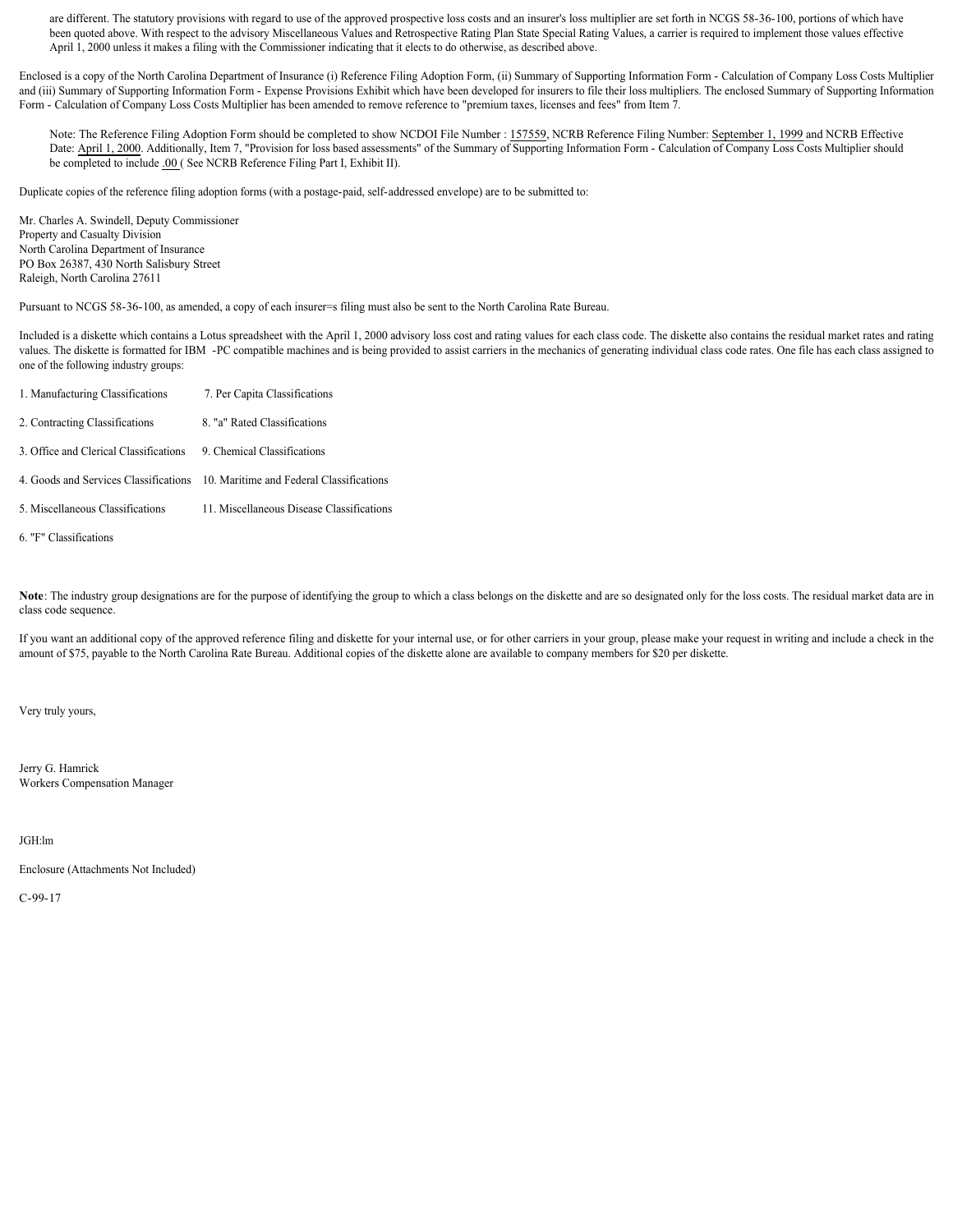are different. The statutory provisions with regard to use of the approved prospective loss costs and an insurer's loss multiplier are set forth in NCGS 58-36-100, portions of which have been quoted above. With respect to the advisory Miscellaneous Values and Retrospective Rating Plan State Special Rating Values, a carrier is required to implement those values effective April 1, 2000 unless it makes a filing with the Commissioner indicating that it elects to do otherwise, as described above.

Enclosed is a copy of the North Carolina Department of Insurance (i) Reference Filing Adoption Form, (ii) Summary of Supporting Information Form - Calculation of Company Loss Costs Multiplier and (iii) Summary of Supporting Information Form - Expense Provisions Exhibit which have been developed for insurers to file their loss multipliers. The enclosed Summary of Supporting Information Form - Calculation of Company Loss Costs Multiplier has been amended to remove reference to "premium taxes, licenses and fees" from Item 7.

Note: The Reference Filing Adoption Form should be completed to show NCDOI File Number : 157559, NCRB Reference Filing Number: September 1, 1999 and NCRB Effective Date: April 1, 2000. Additionally, Item 7, "Provision for loss based assessments" of the Summary of Supporting Information Form - Calculation of Company Loss Costs Multiplier should be completed to include .00 ( See NCRB Reference Filing Part I, Exhibit II).

Duplicate copies of the reference filing adoption forms (with a postage-paid, self-addressed envelope) are to be submitted to:

Mr. Charles A. Swindell, Deputy Commissioner
Property and Casualty Division
North Carolina Department of Insurance
PO Box 26387, 430 North Salisbury Street
Raleigh, North Carolina 27611

Pursuant to NCGS 58-36-100, as amended, a copy of each insurer=s filing must also be sent to the North Carolina Rate Bureau.

Included is a diskette which contains a Lotus spreadsheet with the April 1, 2000 advisory loss cost and rating values for each class code. The diskette also contains the residual market rates and rating values. The diskette is formatted for IBM -PC compatible machines and is being provided to assist carriers in the mechanics of generating individual class code rates. One file has each class assigned to one of the following industry groups:

1. Manufacturing Classifications
2. Contracting Classifications
3. Office and Clerical Classifications
4. Goods and Services Classifications
5. Miscellaneous Classifications
6. "F" Classifications
7. Per Capita Classifications
8. "a" Rated Classifications
9. Chemical Classifications
10. Maritime and Federal Classifications
11. Miscellaneous Disease Classifications

**Note**: The industry group designations are for the purpose of identifying the group to which a class belongs on the diskette and are so designated only for the loss costs. The residual market data are in class code sequence.

If you want an additional copy of the approved reference filing and diskette for your internal use, or for other carriers in your group, please make your request in writing and include a check in the amount of $75, payable to the North Carolina Rate Bureau. Additional copies of the diskette alone are available to company members for $20 per diskette.

Very truly yours,

Jerry G. Hamrick
Workers Compensation Manager

JGH:lm

Enclosure (Attachments Not Included)

C-99-17